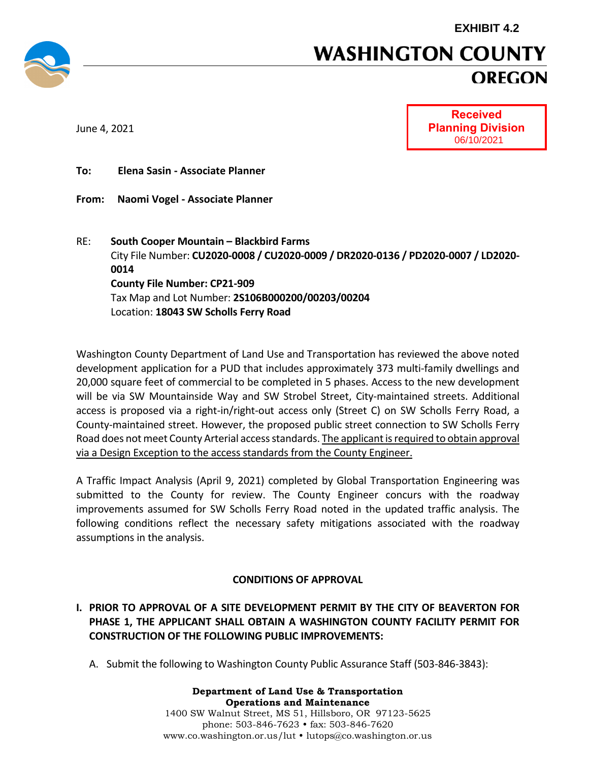EXHIBIT 4.2

# WASHINGTON COUNTY
## OREGON

**Received**
**Planning Division**
06/10/2021

June 4, 2021

**To:** **Elena Sasin - Associate Planner**

**From:** **Naomi Vogel - Associate Planner**

RE: **South Cooper Mountain – Blackbird Farms**
City File Number: **CU2020-0008 / CU2020-0009 / DR2020-0136 / PD2020-0007 / LD2020-0014**
**County File Number: CP21-909**
Tax Map and Lot Number: **2S106B000200/00203/00204**
Location: **18043 SW Scholls Ferry Road**

Washington County Department of Land Use and Transportation has reviewed the above noted development application for a PUD that includes approximately 373 multi-family dwellings and 20,000 square feet of commercial to be completed in 5 phases. Access to the new development will be via SW Mountainside Way and SW Strobel Street, City-maintained streets. Additional access is proposed via a right-in/right-out access only (Street C) on SW Scholls Ferry Road, a County-maintained street. However, the proposed public street connection to SW Scholls Ferry Road does not meet County Arterial access standards. The applicant is required to obtain approval via a Design Exception to the access standards from the County Engineer.

A Traffic Impact Analysis (April 9, 2021) completed by Global Transportation Engineering was submitted to the County for review. The County Engineer concurs with the roadway improvements assumed for SW Scholls Ferry Road noted in the updated traffic analysis. The following conditions reflect the necessary safety mitigations associated with the roadway assumptions in the analysis.

**CONDITIONS OF APPROVAL**

**I. PRIOR TO APPROVAL OF A SITE DEVELOPMENT PERMIT BY THE CITY OF BEAVERTON FOR PHASE 1, THE APPLICANT SHALL OBTAIN A WASHINGTON COUNTY FACILITY PERMIT FOR CONSTRUCTION OF THE FOLLOWING PUBLIC IMPROVEMENTS:**

A. Submit the following to Washington County Public Assurance Staff (503-846-3843):

**Department of Land Use & Transportation**
**Operations and Maintenance**
1400 SW Walnut Street, MS 51, Hillsboro, OR 97123-5625
phone: 503-846-7623 • fax: 503-846-7620
www.co.washington.or.us/lut • lutops@co.washington.or.us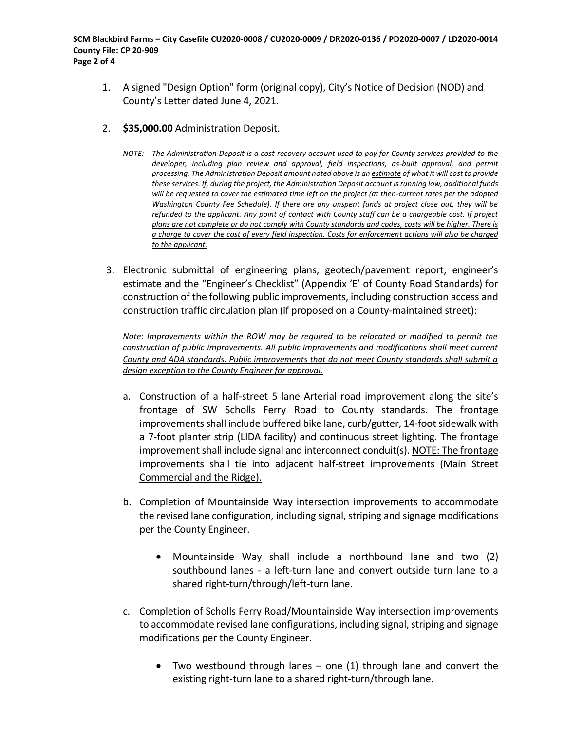1. A signed "Design Option" form (original copy), City's Notice of Decision (NOD) and County's Letter dated June 4, 2021.

2. **$35,000.00** Administration Deposit.

   *NOTE: The Administration Deposit is a cost-recovery account used to pay for County services provided to the developer, including plan review and approval, field inspections, as-built approval, and permit processing. The Administration Deposit amount noted above is an estimate of what it will cost to provide these services. If, during the project, the Administration Deposit account is running low, additional funds will be requested to cover the estimated time left on the project (at then-current rates per the adopted Washington County Fee Schedule). If there are any unspent funds at project close out, they will be refunded to the applicant. Any point of contact with County staff can be a chargeable cost. If project plans are not complete or do not comply with County standards and codes, costs will be higher. There is a charge to cover the cost of every field inspection. Costs for enforcement actions will also be charged to the applicant.*

3. Electronic submittal of engineering plans, geotech/pavement report, engineer's estimate and the "Engineer's Checklist" (Appendix 'E' of County Road Standards) for construction of the following public improvements, including construction access and construction traffic circulation plan (if proposed on a County-maintained street):

   *Note: Improvements within the ROW may be required to be relocated or modified to permit the construction of public improvements. All public improvements and modifications shall meet current County and ADA standards. Public improvements that do not meet County standards shall submit a design exception to the County Engineer for approval.*

   a. Construction of a half-street 5 lane Arterial road improvement along the site's frontage of SW Scholls Ferry Road to County standards. The frontage improvements shall include buffered bike lane, curb/gutter, 14-foot sidewalk with a 7-foot planter strip (LIDA facility) and continuous street lighting. The frontage improvement shall include signal and interconnect conduit(s). NOTE: The frontage improvements shall tie into adjacent half-street improvements (Main Street Commercial and the Ridge).

   b. Completion of Mountainside Way intersection improvements to accommodate the revised lane configuration, including signal, striping and signage modifications per the County Engineer.

      - Mountainside Way shall include a northbound lane and two (2) southbound lanes - a left-turn lane and convert outside turn lane to a shared right-turn/through/left-turn lane.

   c. Completion of Scholls Ferry Road/Mountainside Way intersection improvements to accommodate revised lane configurations, including signal, striping and signage modifications per the County Engineer.

      - Two westbound through lanes – one (1) through lane and convert the existing right-turn lane to a shared right-turn/through lane.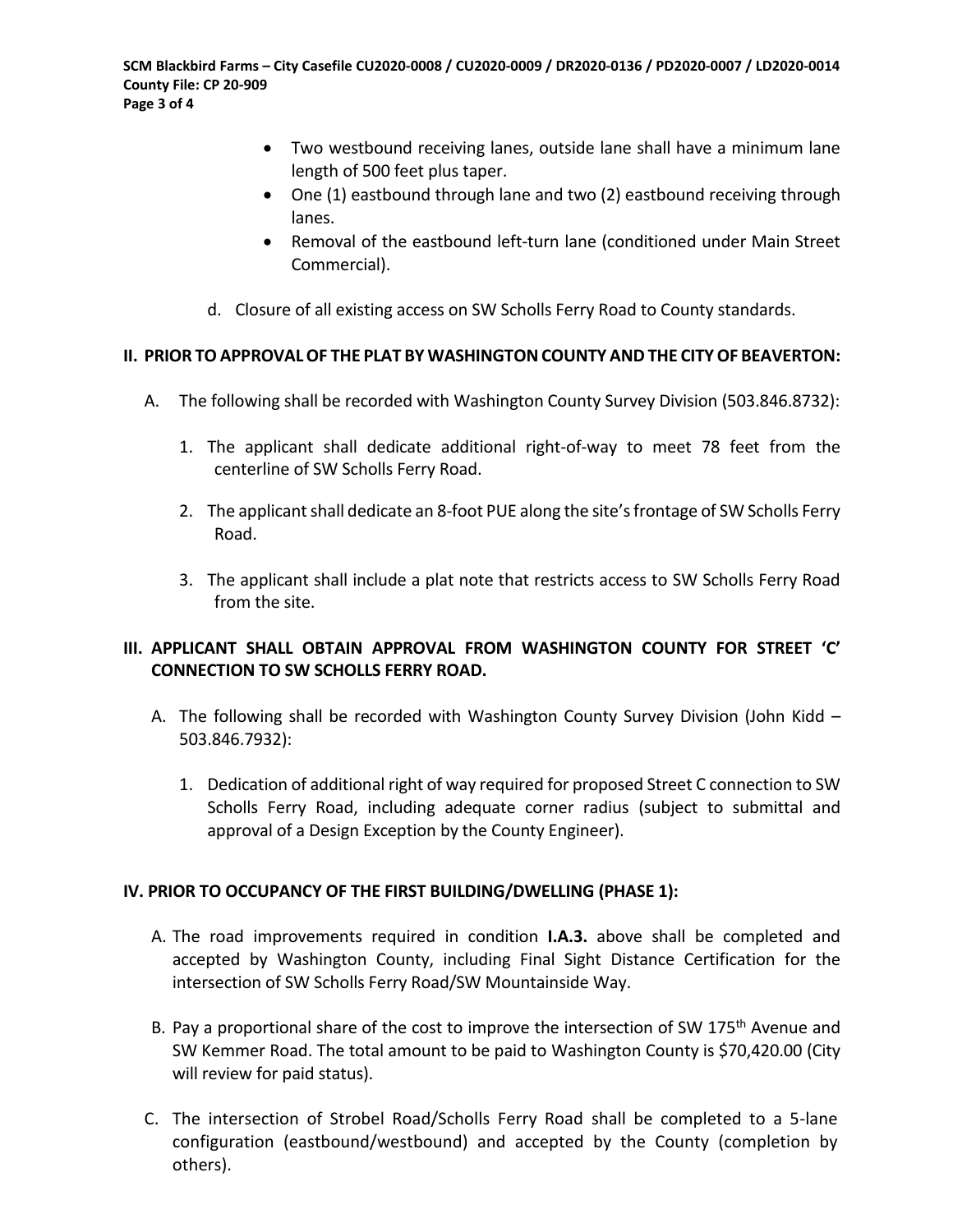- Two westbound receiving lanes, outside lane shall have a minimum lane length of 500 feet plus taper.
- One (1) eastbound through lane and two (2) eastbound receiving through lanes.
- Removal of the eastbound left-turn lane (conditioned under Main Street Commercial).

d. Closure of all existing access on SW Scholls Ferry Road to County standards.

## II. PRIOR TO APPROVAL OF THE PLAT BY WASHINGTON COUNTY AND THE CITY OF BEAVERTON:

A. The following shall be recorded with Washington County Survey Division (503.846.8732):

1. The applicant shall dedicate additional right-of-way to meet 78 feet from the centerline of SW Scholls Ferry Road.

2. The applicant shall dedicate an 8-foot PUE along the site's frontage of SW Scholls Ferry Road.

3. The applicant shall include a plat note that restricts access to SW Scholls Ferry Road from the site.

## III. APPLICANT SHALL OBTAIN APPROVAL FROM WASHINGTON COUNTY FOR STREET 'C' CONNECTION TO SW SCHOLLS FERRY ROAD.

A. The following shall be recorded with Washington County Survey Division (John Kidd – 503.846.7932):

1. Dedication of additional right of way required for proposed Street C connection to SW Scholls Ferry Road, including adequate corner radius (subject to submittal and approval of a Design Exception by the County Engineer).

## IV. PRIOR TO OCCUPANCY OF THE FIRST BUILDING/DWELLING (PHASE 1):

A. The road improvements required in condition **I.A.3.** above shall be completed and accepted by Washington County, including Final Sight Distance Certification for the intersection of SW Scholls Ferry Road/SW Mountainside Way.

B. Pay a proportional share of the cost to improve the intersection of SW 175th Avenue and SW Kemmer Road. The total amount to be paid to Washington County is $70,420.00 (City will review for paid status).

C. The intersection of Strobel Road/Scholls Ferry Road shall be completed to a 5-lane configuration (eastbound/westbound) and accepted by the County (completion by others).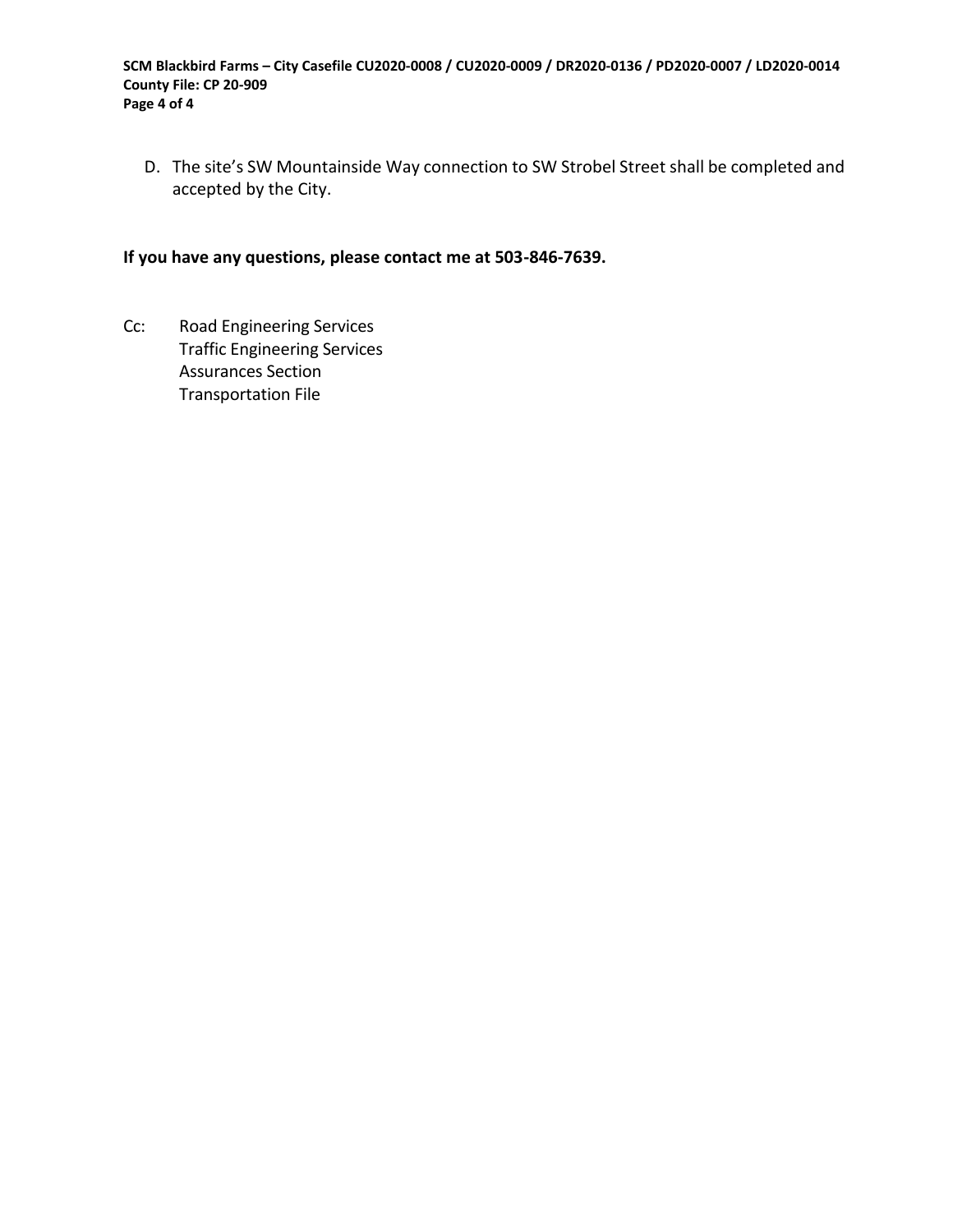D. The site's SW Mountainside Way connection to SW Strobel Street shall be completed and accepted by the City.

**If you have any questions, please contact me at 503-846-7639.**

Cc: Road Engineering Services
Traffic Engineering Services
Assurances Section
Transportation File